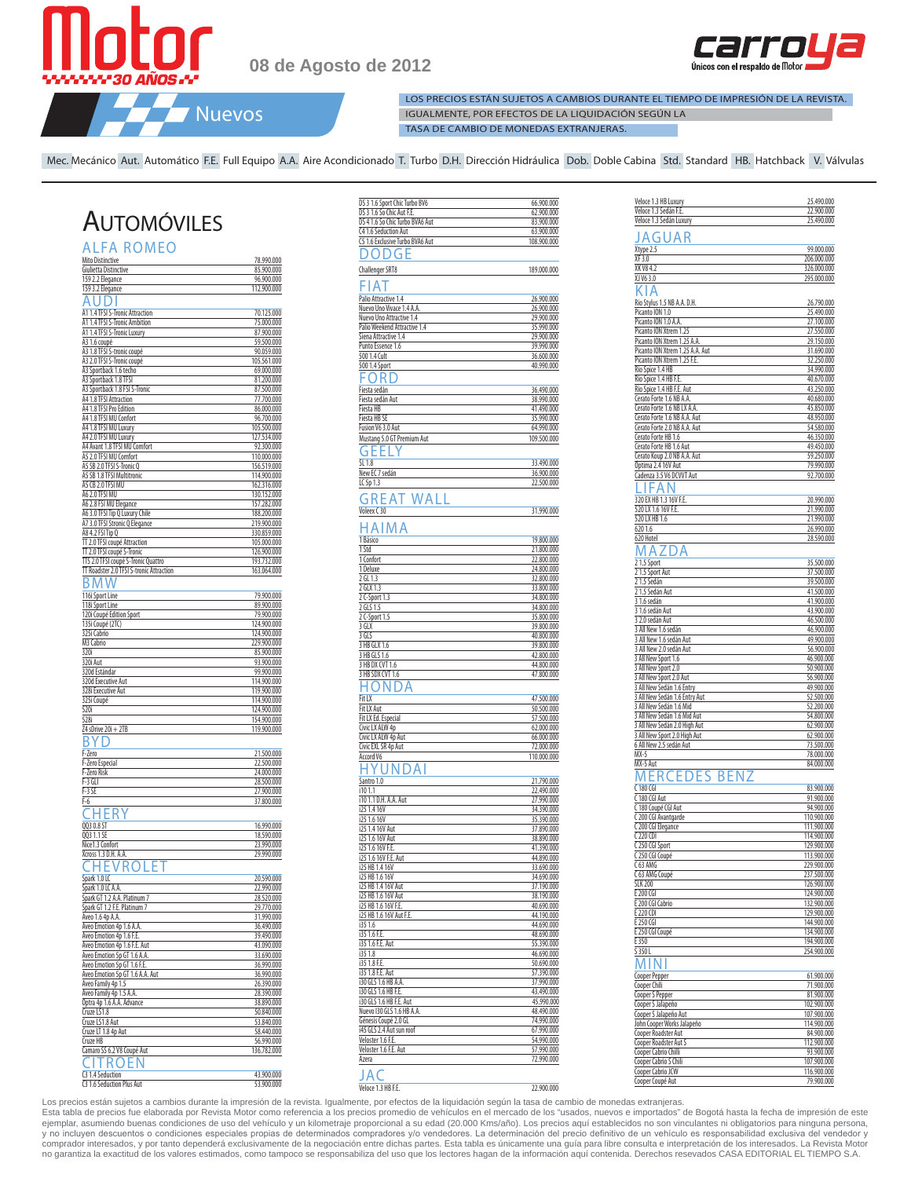# Motor 30 AÑOS

08 de Agosto de 2012

carroya — Únicos con el respaldo de Motor

## Nuevos

LOS PRECIOS ESTÁN SUJETOS A CAMBIOS DURANTE EL TIEMPO DE IMPRESIÓN DE LA REVISTA. IGUALMENTE, POR EFECTOS DE LA LIQUIDACIÓN SEGÚN LA TASA DE CAMBIO DE MONEDAS EXTRANJERAS.

Mec. Mecánico  Aut. Automático  F.E. Full Equipo  A.A. Aire Acondicionado  T. Turbo  D.H. Dirección Hidráulica  Dob. Doble Cabina  Std. Standard  HB. Hatchback  V. Válvulas

# Automóviles

## ALFA ROMEO

| Modelo | Precio |
|---|---|
| Mito Distinctive | 78.990.000 |
| Giulietta Distinctive | 85.900.000 |
| 159 2.2 Elegance | 96.900.000 |
| 159 3.2 Elegance | 112.900.000 |

## AUDI

| Modelo | Precio |
|---|---|
| A1 1.4 TFSI S-Tronic Attraction | 70.125.000 |
| A1 1.4 TFSI S-Tronic Ambition | 75.000.000 |
| A1 1.4 TFSI S-Tronic Luxury | 87.900.000 |
| A3 1.6 coupé | 59.500.000 |
| A3 1.8 TFSI S-tronic coupé | 90.059.000 |
| A3 2.0 TFSI S-Tronic coupé | 105.561.000 |
| A3 Sportback 1.6 techo | 69.000.000 |
| A3 Sportback 1.8 TFSI | 81.200.000 |
| A3 Sportback 1.8 FSI S-Tronic | 87.500.000 |
| A4 1.8 TFSI Attraction | 77.700.000 |
| A4 1.8 TFSI Pro Edition | 86.000.000 |
| A4 1.8 TFSI MU Confort | 96.700.000 |
| A4 1.8 TFSI MU Luxury | 105.500.000 |
| A4 2.0 TFSI MU Luxury | 127.534.000 |
| A4 Avant 1.8 TFSI MU Comfort | 92.300.000 |
| A5 2.0 TFSI MU Comfort | 110.000.000 |
| A5 SB 2.0 TFSI S-Tronic Q | 156.519.000 |
| A5 SB 1.8 TFSI Multitronic | 114.900.000 |
| A5 CB 2.0 TFSI MU | 162.316.000 |
| A6 2.0 TFSI MU | 130.152.000 |
| A6 2.8 FSI MU Elegance | 157.282.000 |
| A6 3.0 TFSI Tip Q Luxury Chile | 188.200.000 |
| A7 3.0 TFSI Stronic Q Elegance | 219.900.000 |
| A8 4.2 FSI Tip Q | 330.859.000 |
| TT 2.0 TFSI coupé Attraction | 105.000.000 |
| TT 2.0 TFSI coupé S-Tronic | 126.900.000 |
| TTS 2.0 TFSI coupé S-Tronic Quattro | 193.732.000 |
| TT Roadster 2.0 TFSI S-tronic Attraction | 163.064.000 |

## BMW

| Modelo | Precio |
|---|---|
| 116i Sport Line | 79.900.000 |
| 118i Sport Line | 89.900.000 |
| 120i Coupé Edition Sport | 79.900.000 |
| 135i Coupé (2TC) | 124.900.000 |
| 325i Cabrio | 124.900.000 |
| M3 Cabrio | 229.900.000 |
| 320i | 85.900.000 |
| 320i Aut | 93.900.000 |
| 320d Estándar | 99.900.000 |
| 320d Executive Aut | 114.900.000 |
| 328i Executive Aut | 119.900.000 |
| 325i Coupé | 114.900.000 |
| 520i | 124.900.000 |
| 528i | 154.900.000 |
| Z4 sDrive 20i + 2TB | 119.900.000 |

## BYD

| Modelo | Precio |
|---|---|
| F-Zero | 21.500.000 |
| F-Zero Especial | 22.500.000 |
| F-Zero Risk | 24.000.000 |
| F-3 GLI | 28.500.000 |
| F-3 SE | 27.900.000 |
| F-6 | 37.800.000 |

## CHERY

| Modelo | Precio |
|---|---|
| QQ3 0.8 ST | 16.990.000 |
| QQ3 1.1 SE | 18.590.000 |
| Nice1.3 Confort | 23.990.000 |
| Xcross 1.3 D.H. A.A. | 29.990.000 |

## CHEVROLET

| Modelo | Precio |
|---|---|
| Spark 1.0 LC | 20.590.000 |
| Spark 1.0 LC A.A. | 22.990.000 |
| Spark GT 1.2 A.A. Platinum 7 | 28.520.000 |
| Spark GT 1.2 F.E. Platinum 7 | 29.770.000 |
| Aveo 1.6 4p A.A. | 31.990.000 |
| Aveo Emotion 4p 1.6 A.A. | 36.490.000 |
| Aveo Emotion 4p 1.6 F.E. | 39.490.000 |
| Aveo Emotion 4p 1.6 F.E. Aut | 43.090.000 |
| Aveo Emotion 5p GT 1.6 A.A. | 33.690.000 |
| Aveo Emotion 5p GT 1.6 F.E. | 36.990.000 |
| Aveo Emotion 5p GT 1.6 A.A. Aut | 36.990.000 |
| Aveo Family 4p 1.5 | 26.390.000 |
| Aveo Family 4p 1.5 A.A. | 28.390.000 |
| Optra 4p 1.6 A.A. Advance | 38.890.000 |
| Cruze LS1.8 | 50.840.000 |
| Cruze LS1.8 Aut | 53.840.000 |
| Cruze LT 1.8 4p Aut | 58.440.000 |
| Cruze HB | 56.990.000 |
| Camaro SS 6.2 V8 Coupé Aut | 136.782.000 |

## CITROËN

| Modelo | Precio |
|---|---|
| C3 1.4 Seduction | 43.900.000 |
| C3 1.6 Seduction Plus Aut | 53.900.000 |
| DS 3 1.6 Sport Chic Turbo BV6 | 66.900.000 |
| DS 3 1.6 So Chic Aut F.E. | 62.900.000 |
| DS 4 1.6 So Chic Turbo BVA6 Aut | 83.900.000 |
| C4 1.6 Seduction Aut | 63.900.000 |
| C5 1.6 Exclusive Turbo BVA6 Aut | 108.900.000 |

## DODGE

| Modelo | Precio |
|---|---|
| Challenger SRT8 | 189.000.000 |

## FIAT

| Modelo | Precio |
|---|---|
| Palio Attractive 1.4 | 26.900.000 |
| Nuevo Uno Vivace 1.4 A.A. | 26.900.000 |
| Nuevo Uno Attractive 1.4 | 29.900.000 |
| Palio Weekend Attractive 1.4 | 35.990.000 |
| Siena Attractive 1.4 | 29.900.000 |
| Punto Essence 1.6 | 39.990.000 |
| 500 1.4 Cult | 36.600.000 |
| 500 1.4 Sport | 40.990.000 |

## FORD

| Modelo | Precio |
|---|---|
| Fiesta sedán | 36.490.000 |
| Fiesta sedán Aut | 38.990.000 |
| Fiesta HB | 41.490.000 |
| Fiesta HB SE | 35.990.000 |
| Fusion V6 3.0 Aut | 64.990.000 |
| Mustang 5.0 GT Premium Aut | 109.500.000 |

## GEELY

| Modelo | Precio |
|---|---|
| SC 1.8 | 33.490.000 |
| New EC 7 sedán | 36.900.000 |
| LC Sp 1.3 | 22.500.000 |

## GREAT WALL

| Modelo | Precio |
|---|---|
| Voleex C 30 | 31.990.000 |

## HAIMA

| Modelo | Precio |
|---|---|
| 1 Básico | 19.800.000 |
| 1 Std | 21.800.000 |
| 1 Confort | 22.800.000 |
| 1 Deluxe | 24.800.000 |
| 2 GL 1.3 | 32.800.000 |
| 2 GLX 1.3 | 33.800.000 |
| 2 C-Sport 1.3 | 34.800.000 |
| 2 GLS 1.5 | 34.800.000 |
| 2 C-Sport 1.5 | 35.800.000 |
| 3 GLX | 39.800.000 |
| 3 GLS | 40.800.000 |
| 3 HB GLX 1.6 | 39.800.000 |
| 3 HB GLS 1.6 | 42.800.000 |
| 3 HB DX CVT 1.6 | 44.800.000 |
| 3 HB SDX CVT 1.6 | 47.800.000 |

## HONDA

| Modelo | Precio |
|---|---|
| Fit LX | 47.500.000 |
| Fit LX Aut | 50.500.000 |
| Fit LX Ed. Especial | 57.500.000 |
| Civic LX ALW 4p | 62.000.000 |
| Civic LX ALW 4p Aut | 66.000.000 |
| Civic EXL SR 4p Aut | 72.000.000 |
| Accord V6 | 110.000.000 |

## HYUNDAI

| Modelo | Precio |
|---|---|
| Santro 1.0 | 21.790.000 |
| i10 1.1 | 22.490.000 |
| i10 1.1 D.H. A.A. Aut | 27.990.000 |
| i25 1.4 16V | 34.390.000 |
| i25 1.6 16V | 35.390.000 |
| i25 1.4 16V Aut | 37.890.000 |
| i25 1.6 16V Aut | 38.890.000 |
| i25 1.6 16V F.E. | 41.390.000 |
| i25 1.6 16V F.E. Aut | 44.890.000 |
| i25 HB 1.4 16V | 33.690.000 |
| i25 HB 1.6 16V | 34.690.000 |
| i25 HB 1.4 16V Aut | 37.190.000 |
| i25 HB 1.6 16V Aut | 38.190.000 |
| i25 HB 1.6 16V F.E. | 40.690.000 |
| i25 HB 1.6 16V Aut F.E. | 44.190.000 |
| i35 1.6 | 44.690.000 |
| i35 1.6 F.E. | 48.690.000 |
| i35 1.6 F.E. Aut | 55.390.000 |
| i35 1.8 | 46.690.000 |
| i35 1.8 F.E. | 50.690.000 |
| i35 1.8 F.E. Aut | 57.390.000 |
| i30 GLS 1.6 HB A.A. | 37.990.000 |
| i30 GLS 1.6 HB F.E. | 43.490.000 |
| i30 GLS 1.6 HB F.E. Aut | 45.990.000 |
| Nuevo i30 GLS 1.6 HB A.A. | 48.490.000 |
| Génesis Coupé 2.0 GL | 74.990.000 |
| i45 GLS 2.4 Aut sun roof | 67.990.000 |
| Veloster 1.6 F.E. | 54.990.000 |
| Veloster 1.6 F.E. Aut | 57.990.000 |
| Azera | 72.990.000 |

## JAC

| Modelo | Precio |
|---|---|
| Veloce 1.3 HB F.E. | 22.900.000 |
| Veloce 1.3 HB Luxury | 25.490.000 |
| Veloce 1.3 Sedán F.E. | 22.900.000 |
| Veloce 1.3 Sedán Luxury | 25.490.000 |

## JAGUAR

| Modelo | Precio |
|---|---|
| Xtype 2.5 | 99.000.000 |
| XF 3.0 | 206.000.000 |
| XK V8 4.2 | 326.000.000 |
| XJ V6 3.0 | 295.000.000 |

## KIA

| Modelo | Precio |
|---|---|
| Rio Stylus 1.5 NB A.A. D.H. | 26.790.000 |
| Picanto ION 1.0 | 25.490.000 |
| Picanto ION 1.0 A.A. | 27.100.000 |
| Picanto ION Xtrem 1.25 | 27.550.000 |
| Picanto ION Xtrem 1.25 A.A. | 29.150.000 |
| Picanto ION Xtrem 1.25 A.A. Aut | 31.690.000 |
| Picanto ION Xtrem 1.25 F.E. | 32.250.000 |
| Rio Spice 1.4 HB | 34.990.000 |
| Rio Spice 1.4 HB F.E. | 40.670.000 |
| Rio Spice 1.4 HB F.E. Aut | 43.250.000 |
| Cerato Forte 1.6 NB A.A. | 40.680.000 |
| Cerato Forte 1.6 NB LX A.A. | 45.850.000 |
| Cerato Forte 1.6 NB A.A. Aut | 48.950.000 |
| Cerato Forte 2.0 NB A.A. Aut | 54.580.000 |
| Cerato Forte HB 1.6 | 46.350.000 |
| Cerato Forte HB 1.6 Aut | 49.450.000 |
| Cerato Koup 2.0 NB A.A. Aut | 59.250.000 |
| Optima 2.4 16V Aut | 79.990.000 |
| Cadenza 3.5 V6 DCVVT Aut | 92.700.000 |

## LIFAN

| Modelo | Precio |
|---|---|
| 320 EX HB 1.3 16V F.E. | 20.990.000 |
| 520 LX 1.6 16V F.E. | 21.990.000 |
| 520 LX HB 1.6 | 21.990.000 |
| 620 1.6 | 26.990.000 |
| 620 Hotel | 28.590.000 |

## MAZDA

| Modelo | Precio |
|---|---|
| 2 1.5 Sport | 35.500.000 |
| 2 1.5 Sport Aut | 37.500.000 |
| 2 1.5 Sedán | 39.500.000 |
| 2 1.5 Sedán Aut | 41.500.000 |
| 3 1.6 sedán | 41.900.000 |
| 3 1.6 sedán Aut | 43.900.000 |
| 3 2.0 sedán Aut | 46.500.000 |
| 3 All New 1.6 sedán | 46.900.000 |
| 3 All New 1.6 sedán Aut | 49.900.000 |
| 3 All New 2.0 sedán Aut | 56.900.000 |
| 3 All New Sport 1.6 | 46.900.000 |
| 3 All New Sport 2.0 | 50.900.000 |
| 3 All New Sport 2.0 Aut | 56.900.000 |
| 3 All New Sedán 1.6 Entry | 49.900.000 |
| 3 All New Sedán 1.6 Entry Aut | 52.500.000 |
| 3 All New Sedán 1.6 Mid | 52.200.000 |
| 3 All New Sedán 1.6 Mid Aut | 54.800.000 |
| 3 All New Sedán 2.0 High Aut | 62.900.000 |
| 3 All New Sport 2.0 High Aut | 62.900.000 |
| 6 All New 2.5 sedán Aut | 73.500.000 |
| MX-5 | 78.000.000 |
| MX-5 Aut | 84.000.000 |

## MERCEDES BENZ

| Modelo | Precio |
|---|---|
| C 180 CGI | 83.900.000 |
| C 180 CGI Aut | 91.900.000 |
| C 180 Coupé CGI Aut | 94.900.000 |
| C 200 CGI Avantgarde | 110.900.000 |
| C 200 CGI Elegance | 111.900.000 |
| C 220 CDI | 114.900.000 |
| C 250 CGI Sport | 129.900.000 |
| C 250 CGI Coupé | 113.900.000 |
| C 63 AMG | 229.900.000 |
| C 63 AMG Coupé | 237.500.000 |
| SLK 200 | 126.900.000 |
| E 200 CGI | 124.900.000 |
| E 200 CGI Cabrio | 132.900.000 |
| E 220 CDI | 129.900.000 |
| E 250 CGI | 144.900.000 |
| E 250 CGI Coupé | 134.900.000 |
| E 350 | 194.900.000 |
| S 350 L | 254.900.000 |

## MINI

| Modelo | Precio |
|---|---|
| Cooper Pepper | 61.900.000 |
| Cooper Chili | 71.900.000 |
| Cooper S Pepper | 81.900.000 |
| Cooper S Jalapeño | 102.900.000 |
| Cooper S Jalapeño Aut | 107.900.000 |
| John Cooper Works Jalapeño | 114.900.000 |
| Cooper Roadster Aut | 84.900.000 |
| Cooper Roadster Aut S | 112.900.000 |
| Cooper Cabrio Chilli | 93.900.000 |
| Cooper Cabrio S Chili | 107.900.000 |
| Cooper Cabrio JCW | 116.900.000 |
| Cooper Coupé Aut | 79.900.000 |

Los precios están sujetos a cambios durante la impresión de la revista. Igualmente, por efectos de la liquidación según la tasa de cambio de monedas extranjeras.
Esta tabla de precios fue elaborada por Revista Motor como referencia a los precios promedio de vehículos en el mercado de los "usados, nuevos e importados" de Bogotá hasta la fecha de impresión de este ejemplar, asumiendo buenas condiciones de uso del vehículo y un kilometraje proporcional a su edad (20.000 Kms/año). Los precios aquí establecidos no son vinculantes ni obligatorios para ninguna persona, y no incluyen descuentos o condiciones especiales propias de determinados compradores y/o vendedores. La determinación del precio definitivo de un vehículo es responsabilidad exclusiva del vendedor y comprador interesados, y por tanto dependerá exclusivamente de la negociación entre dichas partes. Esta tabla es únicamente una guía para libre consulta e interpretación de los interesados. La Revista Motor no garantiza la exactitud de los valores estimados, como tampoco se responsabiliza del uso que los lectores hagan de la información aquí contenida. Derechos reservados CASA EDITORIAL EL TIEMPO S.A.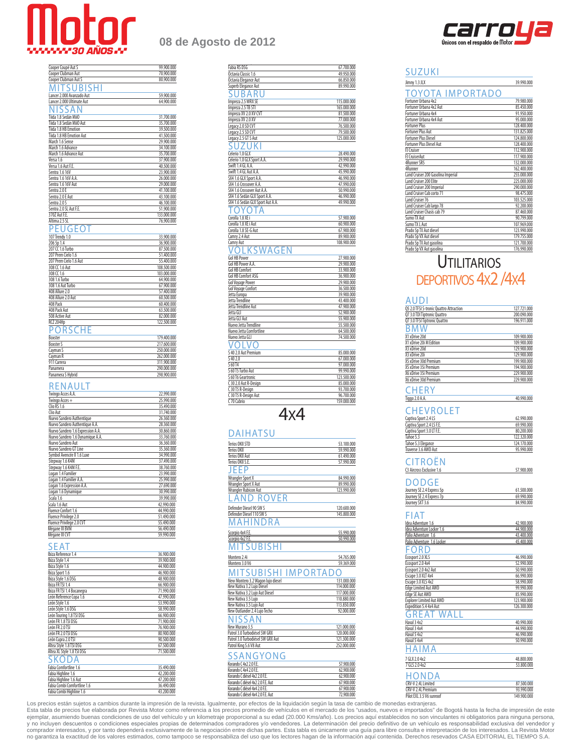# Motor 30 AÑOS

08 de Agosto de 2012

carroya — Únicos con el respaldo de Motor

| Modelo | Precio |
|---|---|
| Cooper Coupé Aut S | 99.900.000 |
| Cooper Clubman Aut | 70.900.000 |
| Cooper Clubman Aut S | 80.900.000 |

## MITSUBISHI

| Modelo | Precio |
|---|---|
| Lancer 2.000 Avanzado Aut | 59.900.000 |
| Lancer 2.000 Ultimate Aut | 64.900.000 |

## NISSAN

| Modelo | Precio |
|---|---|
| Tiida 1.8 Sedán MiiO | 31.700.000 |
| Tiida 1.8 Sedán MiiO Aut | 35.700.000 |
| Tiida 1.8 HB Emotion | 39.500.000 |
| Tiida 1.8 HB Emotion Aut | 41.500.000 |
| March 1.6 Sense | 29.900.000 |
| March 1.6 Advance | 34.100.000 |
| March 1.6 Advance Aut | 35.700.000 |
| Versa 1.6 | 37.900.000 |
| Versa 1.6 Aut F.E. | 40.500.000 |
| Sentra 1.6 16V | 23.900.000 |
| Sentra 1.6 16V A.A. | 26.000.000 |
| Sentra 1.6 16V Aut | 29.000.000 |
| Sentra 2.0 E | 41.100.000 |
| Sentra 2.0 E Aut | 43.100.000 |
| Sentra 2.0 S | 46.100.000 |
| Sentra 2.0 SL Aut F.E. | 51.900.000 |
| 370Z Aut F.E. | 133.000.000 |
| Altima 2.5 SL | 76.900.000 |

## PEUGEOT

| Modelo | Precio |
|---|---|
| 107 Trendy 1.0 | 33.900.000 |
| 206 5p 1.4 | 36.900.000 |
| 207 CC 1.6 Turbo | 87.500.000 |
| 207 Prem Cielo 1.6 | 51.400.000 |
| 207 Prem Cielo 1.6 Aut | 55.400.000 |
| 308 CC 1.6 Aut | 108.500.000 |
| 308 CC 1.6 | 103.000.000 |
| 308 1.6 Turbo | 64.900.000 |
| 308 1.6 Aut Turbo | 67.900.000 |
| 408 Allure 2.0 | 57.400.000 |
| 408 Allure 2.0 Aut | 60.500.000 |
| 408 Pack | 60.400.000 |
| 408 Pack Aut | 63.500.000 |
| 508 Active Aut | 82.000.000 |
| RCZ 204Hp | 122.500.000 |

## PORSCHE

| Modelo | Precio |
|---|---|
| Boxster | 179.400.000 |
| Boxster S | 217.600.000 |
| Cayman S | 250.000.000 |
| Cayman R | 262.000.000 |
| 911 Carrera | 311.900.000 |
| Panamera | 290.000.000 |
| Panamera S Hybrid | 298.900.000 |

## RENAULT

| Modelo | Precio |
|---|---|
| Twingo Acces A.A. | 22.990.000 |
| Twingo Acces + | 25.990.000 |
| Clio RS 1.6 | 35.490.000 |
| Clio Aut | 31.740.000 |
| Nuevo Sandero Authentique | 26.360.000 |
| Nuevo Sandero Authentique A.A. | 28.360.000 |
| Nuevo Sandero 1.6 Expression A.A. | 30.860.000 |
| Nuevo Sandero 1.6 Dynamique A.A. | 33.760.000 |
| Nuevo Sandero Aut | 36.360.000 |
| Nuevo Sandero GT Line | 35.360.000 |
| Symbol Avencée II 1.6 Luxe | 34.990.000 |
| Stepway 1.6 K4M | 37.490.000 |
| Stepway 1.6 K4M F.E. | 38.760.000 |
| Logan 1.4 Familier | 23.990.000 |
| Logan 1.4 Familier A.A. | 25.990.000 |
| Logan 1.6 Expression A.A. | 27.690.000 |
| Logan 1.6 Dynamique | 30.990.000 |
| Scala 1.6 | 39.990.000 |
| Scala 1.6 Aut | 42.990.000 |
| Fluence Confort 1.6 | 44.990.000 |
| Fluence Privilege 2.0 | 51.490.000 |
| Fluence Privilege 2.0 CVT | 55.490.000 |
| Mégane III BVM | 56.490.000 |
| Mégane III CVT | 59.990.000 |

## SEAT

| Modelo | Precio |
|---|---|
| Ibiza Reference 1.4 | 36.900.000 |
| Ibiza Style 1.4 | 39.900.000 |
| Ibiza Style 1.6 | 44.900.000 |
| Ibiza Sport 1.6 | 46.900.000 |
| Ibiza Style 1.6 DSG | 48.900.000 |
| Ibiza FR TSI 1.4 | 66.900.000 |
| Ibiza FR TSI 1.4 Bocanegra | 71.990.000 |
| León Reference Copa 1.6 | 47.990.000 |
| León Style 1.6 | 53.990.000 |
| León Style 1.6 DSG | 58.990.000 |
| León Touring 1.8 TSI DSG | 66.900.000 |
| León FR 1.8 TSI DSG | 71.900.000 |
| León FR 2.0 TSI | 76.900.000 |
| León FR 2.0 TSI DSG | 80.900.000 |
| León Cupra 2.0 TSI | 90.500.000 |
| Altea Style 1.8 TSI DSG | 67.500.000 |
| Altea XL Style 1.8 TSI DSG | 71.500.000 |

## SKODA

| Modelo | Precio |
|---|---|
| Fabia Comfortline 1.6 | 35.490.000 |
| Fabia Highline 1.6 | 42.200.000 |
| Fabia Highline 1.6 Aut | 47.200.000 |
| Fabia Combi Comfortline 1.6 | 36.490.000 |
| Fabia Combi Highline 1.6 | 43.200.000 |
| Fabia RS DSG | 67.700.000 |
| Octavia Classic 1.6 | 49.950.000 |
| Octavia Elegance Aut | 66.850.000 |
| Superb Elegance Aut | 89.990.000 |

## SUBARU

| Modelo | Precio |
|---|---|
| Impreza 2.5 WRX SE | 115.000.000 |
| Impreza 2.5 TB STI | 165.000.000 |
| Impreza XV 2.0 XV CVT | 81.500.000 |
| Impreza XV 2.0 XV | 77.000.000 |
| Legacy 2.0 SD CVT | 76.500.000 |
| Legacy 2.5 SD CVT | 79.500.000 |
| Legacy 2.5 GT S Aut | 125.000.000 |

## SUZUKI

| Modelo | Precio |
|---|---|
| Celerio 1.0 GLX | 28.490.000 |
| Celerio 1.0 GLX Sport A.A. | 29.990.000 |
| Swift 1.4 GL A.A. | 42.990.000 |
| Swift 1.4 GL Aut A.A. | 45.990.000 |
| SX4 1.6 GLX Sport A.A. | 46.990.000 |
| SX4 1.6 Crossover A.A. | 47.990.000 |
| SX4 1.6 Crossover Aut A.A. | 50.990.000 |
| SX4 1.6 Sedán GLX Sport A.A. | 46.990.000 |
| SX4 1.6 Sedán GLX Sport Aut A.A. | 49.990.000 |

## TOYOTA

| Modelo | Precio |
|---|---|
| Corolla 1.8 XE i | 57.900.000 |
| Corolla 1.8 XE i Aut | 60.900.000 |
| Corolla 1.8 SE-G Aut | 67.900.000 |
| Camry 2.4 Aut | 89.900.000 |
| Camry Aut | 108.900.000 |

## VOLKSWAGEN

| Modelo | Precio |
|---|---|
| Gol HB Power | 27.900.000 |
| Gol HB Power A.A. | 29.900.000 |
| Gol HB Comfort | 33.900.000 |
| Gol HB Comfort ASG | 36.900.000 |
| Gol Voyage Power | 29.900.000 |
| Gol Voyage Confort | 36.500.000 |
| Jetta Europa | 39.900.000 |
| Jetta Trendline | 43.400.000 |
| Jetta Trendline Aut | 47.900.000 |
| Jetta GLI | 52.900.000 |
| Jetta GLI Aut | 55.900.000 |
| Nuevo Jetta Trendline | 55.500.000 |
| Nuevo Jetta Comfortline | 64.500.000 |
| Nuevo Jetta GLI | 74.500.000 |

## VOLVO

| Modelo | Precio |
|---|---|
| S 40 2.0 Aut Premium | 85.000.000 |
| S 40 2.0 | 67.000.000 |
| S 60 T4 | 97.000.000 |
| S 60 T5 Turbo Aut | 99.990.000 |
| S 60 T6 Geartronic | 123.500.000 |
| C 30 2.0 Aut R-Design | 85.000.000 |
| C 30 T5 R-Design | 93.700.000 |
| C 30 T5 R-Design Aut | 96.700.000 |
| C 70 Cabrio | 159.000.000 |

# 4x4

## DAIHATSU

| Modelo | Precio |
|---|---|
| Terios OKII STD | 53.100.000 |
| Terios OKII | 59.990.000 |
| Terios OKII Aut | 61.490.000 |
| Terios OKII S.E. | 57.990.000 |

## JEEP

| Modelo | Precio |
|---|---|
| Wrangler Sport X | 84.990.000 |
| Wrangler Sport X Aut | 89.990.000 |
| Wrangler Rubicon Aut | 123.990.000 |

## LAND ROVER

| Modelo | Precio |
|---|---|
| Defender Diesel 90 SW S | 120.600.000 |
| Defender Diesel 110 SW S | 145.800.000 |

## MAHINDRA

| Modelo | Precio |
|---|---|
| Scorpio 4x4 F.E. | 55.990.000 |
| Scorpio 4x2 F.E. | 50.990.000 |

## MITSUBISHI

| Modelo | Precio |
|---|---|
| Montero 2.4i | 54.765.000 |
| Montero 3.0 V6 | 59.369.000 |

## MITSUBISHI IMPORTADO

| Modelo | Precio |
|---|---|
| New Montero 3.2 Wagon lujo diesel | 131.000.000 |
| New Nativa 3.2 Lujo Diesel | 114.000.000 |
| New Nativa 3.2 Lujo Aut Diesel | 117.000.000 |
| New Nativa 3.5 Lujo | 110.880.000 |
| New Nativa 3.5 Lujo Aut | 113.850.000 |
| New Outlander 2.4 Lujo Techo | 92.000.000 |

## NISSAN

| Modelo | Precio |
|---|---|
| New Murano 3.5 | 121.000.000 |
| Patrol 3.0 Turbodiésel SW GRX | 120.000.000 |
| Patrol 3.0 Turbodiésel SW GRX Aut | 121.300.000 |
| Patrol King 5.6 V8 Aut | 252.000.000 |

## SSANGYONG

| Modelo | Precio |
|---|---|
| Korando C 4x2 2.0 F.E. | 57.900.000 |
| Korando C 4x4 2.0 F.E. | 62.900.000 |
| Korando C diésel 4x2 2.0 F.E. | 62.900.000 |
| Korando C diésel 4x2 2.0 F.E. Aut | 67.900.000 |
| Korando C diésel 4x4 2.0 F.E. | 67.900.000 |
| Korando C diésel 4x4 2.0 F.E. Aut | 72.900.000 |

## SUZUKI

| Modelo | Precio |
|---|---|
| Jimny 1.3 JLX | 39.990.000 |

## TOYOTA IMPORTADO

| Modelo | Precio |
|---|---|
| Fortuner Urbana 4x2 | 79.980.000 |
| Fortuner Urbana 4x2 Aut | 85.450.000 |
| Fortuner Urbana 4x4 | 91.950.000 |
| Fortuner Urbana 4x4 Aut | 95.000.000 |
| Fortuner Plus | 128.400.000 |
| Fortuner Plus Aut | 131.825.000 |
| Fortuner Plus Diesel | 124.800.000 |
| Fortuner Plus Diesel Aut | 128.400.000 |
| FJ Cruiser | 112.900.000 |
| FJ CruiserAut | 117.900.000 |
| 4Runner SR5 | 132.000.000 |
| 4Runner | 162.400.000 |
| Land Cruiser 200 Gasolina Imperial | 255.000.000 |
| Land Cruiser 200 Elite | 225.000.000 |
| Land Cruiser 200 Imperial | 290.000.000 |
| Land Cruiser Cab corto 71 | 98.475.000 |
| Land Cruiser 76 | 103.525.000 |
| Land Cruiser Cab largo 78 | 92.200.000 |
| Land Cruiser Chasis cab 79 | 87.460.000 |
| Sumo TX Aut | 90.799.000 |
| Sumo TX L Aut | 107.969.000 |
| Prado 5p TX Aut diesel | 123.990.000 |
| Prado 5p VX Aut diesel | 179.755.000 |
| Prado 5p TX Aut gasolina | 121.700.000 |
| Prado 5p VX Aut gasolina | 176.990.000 |

# UTILITARIOS DEPORTIVOS 4x2 /4x4

## AUDI

| Modelo | Precio |
|---|---|
| Q5 2.0 TFSI S-tronic Quattro Attraction | 127.721.000 |
| Q7 3.0 TDI Tiptronic Quattro | 200.090.000 |
| Q7 3.0 TFSI Tiptronic Quattro | 196.911.000 |

## BMW

| Modelo | Precio |
|---|---|
| X1 xDrive 20d | 109.900.000 |
| X1 xDrive 20i M Edition | 109.900.000 |
| X3 xDrive 20d | 129.900.000 |
| X3 xDrive 20i | 129.900.000 |
| X5 xDrive 30d Premium | 199.900.000 |
| X5 xDrive 35i Premium | 194.900.000 |
| X6 xDrive 35i Premium | 229.900.000 |
| X6 xDrive 30d Premium | 229.900.000 |

## CHERY

| Modelo | Precio |
|---|---|
| Tiggo 2.0 A.A. | 40.990.000 |

## CHEVROLET

| Modelo | Precio |
|---|---|
| Captiva Sport 2.4 LS | 62.990.000 |
| Captiva Sport 2.4 LS F.E. | 69.990.000 |
| Captiva Sport 3.0 LT F.E. | 80.200.000 |
| Tahoe 5.3 | 122.320.000 |
| Tahoe 5.3 Elegance | 124.170.000 |
| Traverse 3.6 AWD Aut | 95.990.000 |

## CITROËN

| Modelo | Precio |
|---|---|
| C3 Aircross Exclusive 1.6 | 57.900.000 |

## DODGE

| Modelo | Precio |
|---|---|
| Journey SE 2.4 Express 5p | 61.500.000 |
| Journey SE 2.4 Express 7p | 69.990.000 |
| Journey SXT 3.6 | 84.990.000 |

## FIAT

| Modelo | Precio |
|---|---|
| Idea Adventure 1.6 | 42.900.000 |
| Idea Adventure Locker 1.6 | 44.900.000 |
| Palio Adventure 1.6 | 43.400.000 |
| Palio Adventure 1.6 Locker | 45.400.000 |

## FORD

| Modelo | Precio |
|---|---|
| Ecosport 2.0 XLS | 46.990.000 |
| Ecosport 2.0 4x4 | 52.990.000 |
| Ecosport 2.0 4x2 Aut | 50.990.000 |
| Escape 3.0 XLT 4x4 | 66.990.000 |
| Escape 3.0 XLS 4x2 | 58.990.000 |
| Edge Limited Aut AWD | 99.990.000 |
| Edge SE Aut AWD | 85.990.000 |
| Explorer Limited Aut AWD | 123.900.000 |
| Expedition 5.4 4x4 Aut | 126.300.000 |

## GREAT WALL

| Modelo | Precio |
|---|---|
| Haval 3 4x2 | 40.990.000 |
| Haval 3 4x4 | 44.990.000 |
| Haval 5 4x2 | 46.990.000 |
| Haval 5 4x4 | 50.990.000 |

## HAIMA

| Modelo | Precio |
|---|---|
| 7 GLX 2.0 4x2 | 48.800.000 |
| 7 GLS 2.0 4x2 | 53.800.000 |

## HONDA

| Modelo | Precio |
|---|---|
| CRV-V 2.4L Limited | 87.500.000 |
| CRV-V 2.4L Premium | 93.990.000 |
| Pilot EXL 3.5 V6 sunroof | 149.900.000 |

Los precios están sujetos a cambios durante la impresión de la revista. Igualmente, por efectos de la liquidación según la tasa de cambio de monedas extranjeras.
Esta tabla de precios fue elaborada por Revista Motor como referencia a los precios promedio de vehículos en el mercado de los "usados, nuevos e importados" de Bogotá hasta la fecha de impresión de este ejemplar, asumiendo buenas condiciones de uso del vehículo y un kilometraje proporcional a su edad (20.000 Kms/año). Los precios aquí establecidos no son vinculantes ni obligatorios para ninguna persona, y no incluyen descuentos o condiciones especiales propias de determinados compradores y/o vendedores. La determinación del precio definitivo de un vehículo es responsabilidad exclusiva del vendedor y comprador interesados, y por tanto dependerá exclusivamente de la negociación entre dichas partes. Esta tabla es únicamente una guía para libre consulta e interpretación de los interesados. La Revista Motor no garantiza la exactitud de los valores estimados, como tampoco se responsabiliza del uso que los lectores hagan de la información aquí contenida. Derechos reservados CASA EDITORIAL EL TIEMPO S.A.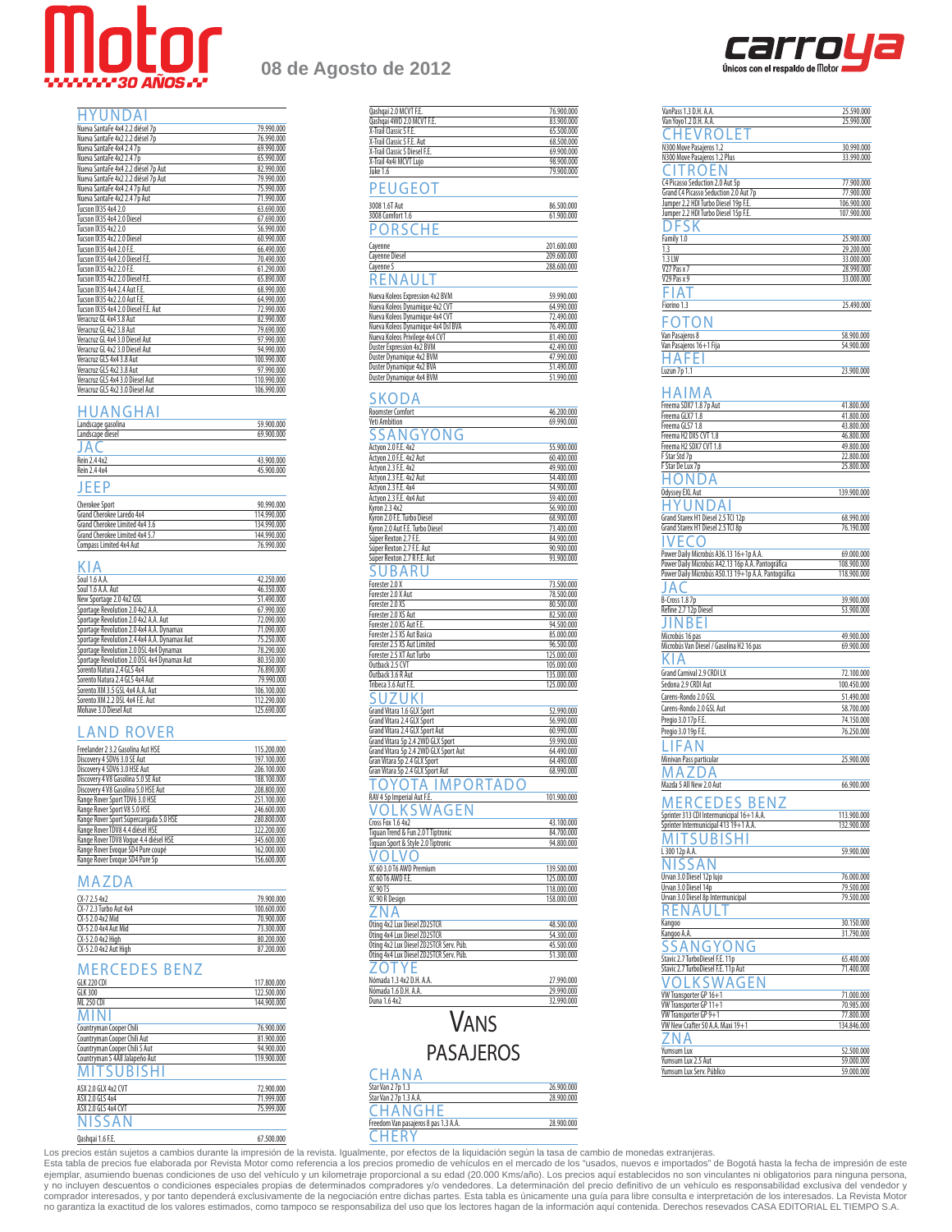# Motor 30 AÑOS

08 de Agosto de 2012

carroya — Únicos con el respaldo de Motor

## HYUNDAI

| Modelo | Precio |
|---|---|
| Nueva SantaFe 4x4 2.2 diésel 7p | 79.990.000 |
| Nueva SantaFe 4x2 2.2 diésel 7p | 76.990.000 |
| Nueva SantaFe 4x4 2.4 7p | 69.990.000 |
| Nueva SantaFe 4x2 2.4 7p | 65.990.000 |
| Nueva SantaFe 4x4 2.2 diésel 7p Aut | 82.990.000 |
| Nueva SantaFe 4x2 2.2 diésel 7p Aut | 79.990.000 |
| Nueva SantaFe 4x4 2.4 7p Aut | 75.990.000 |
| Nueva SantaFe 4x2 2.4 7p Aut | 71.990.000 |
| Tucson IX35 4x4 2.0 | 63.690.000 |
| Tucson IX35 4x4 2.0 Diesel | 67.690.000 |
| Tucson IX35 4x2 2.0 | 56.990.000 |
| Tucson IX35 4x2 2.0 Diesel | 60.990.000 |
| Tucson IX35 4x4 2.0 F.E. | 66.490.000 |
| Tucson IX35 4x4 2.0 Diesel F.E. | 70.490.000 |
| Tucson IX35 4x2 2.0 F.E. | 61.290.000 |
| Tucson IX35 4x2 2.0 Diesel F.E. | 65.890.000 |
| Tucson IX35 4x4 2.4 Aut F.E. | 68.990.000 |
| Tucson IX35 4x2 2.0 Aut F.E. | 64.990.000 |
| Tucson IX35 4x4 2.0 Diesel F.E. Aut | 72.990.000 |
| Veracruz GL 4x4 3.8 Aut | 82.990.000 |
| Veracruz GL 4x2 3.8 Aut | 79.690.000 |
| Veracruz GL 4x4 3.0 Diesel Aut | 97.990.000 |
| Veracruz GL 4x2 3.0 Diesel Aut | 94.990.000 |
| Veracruz GLS 4x4 3.8 Aut | 100.990.000 |
| Veracruz GLS 4x2 3.8 Aut | 97.990.000 |
| Veracruz GLS 4x4 3.0 Diesel Aut | 110.990.000 |
| Veracruz GLS 4x2 3.0 Diesel Aut | 106.990.000 |

## HUANGHAI

| Modelo | Precio |
|---|---|
| Landscape gasolina | 59.900.000 |
| Landscape diesel | 69.900.000 |

## JAC

| Modelo | Precio |
|---|---|
| Rein 2.4 4x2 | 43.900.000 |
| Rein 2.4 4x4 | 45.900.000 |

## JEEP

| Modelo | Precio |
|---|---|
| Cherokee Sport | 90.990.000 |
| Grand Cherokee Laredo 4x4 | 114.990.000 |
| Grand Cherokee Limited 4x4 3.6 | 134.990.000 |
| Grand Cherokee Limited 4x4 5.7 | 144.990.000 |
| Compass Limited 4x4 Aut | 76.990.000 |

## KIA

| Modelo | Precio |
|---|---|
| Soul 1.6 A.A. | 42.250.000 |
| Soul 1.6 A.A. Aut | 46.350.000 |
| New Sportage 2.0 4x2 GSL | 51.490.000 |
| Sportage Revolution 2.0 4x2 A.A. | 67.990.000 |
| Sportage Revolution 2.0 4x2 A.A. Aut | 72.090.000 |
| Sportage Revolution 2.0 4x4 A.A. Dynamax | 71.090.000 |
| Sportage Revolution 2.4 4x4 A.A. Dynamax Aut | 75.250.000 |
| Sportage Revolution 2.0 DSL 4x4 Dynamax | 78.290.000 |
| Sportage Revolution 2.0 DSL 4x4 Dynamax Aut | 80.350.000 |
| Sorento Natura 2.4 GLS 4x4 | 76.890.000 |
| Sorento Natura 2.4 GLS 4x4 Aut | 79.990.000 |
| Sorento XM 3.5 GSL 4x4 A.A. Aut | 106.100.000 |
| Sorento XM 2.2 DSL 4x4 F.E. Aut | 112.290.000 |
| Mohave 3.0 Diesel Aut | 125.690.000 |

## LAND ROVER

| Modelo | Precio |
|---|---|
| Freelander 2 3.2 Gasolina Aut HSE | 115.200.000 |
| Discovery 4 SDV6 3.0 SE Aut | 197.100.000 |
| Discovery 4 SDV6 3.0 HSE Aut | 206.100.000 |
| Discovery 4 V8 Gasolina 5.0 SE Aut | 188.100.000 |
| Discovery 4 V8 Gasolina 5.0 HSE Aut | 208.800.000 |
| Range Rover Sport TDV6 3.0 HSE | 251.100.000 |
| Range Rover Sport V8 5.0 HSE | 246.600.000 |
| Range Rover Sport Supercargada 5.0 HSE | 280.800.000 |
| Range Rover TDV8 4.4 diésel HSE | 322.200.000 |
| Range Rover TDV8 Vogue 4.4 diésel HSE | 345.600.000 |
| Range Rover Evoque SD4 Pure coupé | 162.000.000 |
| Range Rover Evoque SD4 Pure 5p | 156.600.000 |

## MAZDA

| Modelo | Precio |
|---|---|
| CX-7 2.5 4x2 | 79.900.000 |
| CX-7 2.3 Turbo Aut 4x4 | 100.600.000 |
| CX-5 2.0 4x2 Mid | 70.900.000 |
| CX-5 2.0 4x4 Aut Mid | 73.300.000 |
| CX-5 2.0 4x2 High | 80.200.000 |
| CX-5 2.0 4x2 Aut High | 87.200.000 |

## MERCEDES BENZ

| Modelo | Precio |
|---|---|
| GLK 220 CDI | 117.800.000 |
| GLK 300 | 122.500.000 |
| ML 250 CDI | 144.900.000 |

## MINI

| Modelo | Precio |
|---|---|
| Countryman Cooper Chili | 76.900.000 |
| Countryman Cooper Chili Aut | 81.900.000 |
| Countryman Cooper Chili S Aut | 94.900.000 |
| Countryman S 4All Jalapeño Aut | 119.900.000 |

## MITSUBISHI

| Modelo | Precio |
|---|---|
| ASX 2.0 GLX 4x2 CVT | 72.900.000 |
| ASX 2.0 GLS 4x4 | 71.999.000 |
| ASX 2.0 GLS 4x4 CVT | 75.999.000 |

## NISSAN

| Modelo | Precio |
|---|---|
| Qashqai 1.6 F.E. | 67.500.000 |
| Qashqai 2.0 MCVT F.E. | 76.900.000 |
| Qashqai 4WD 2.0 MCVT F.E. | 83.900.000 |
| X-Trail Classic S F.E. | 65.500.000 |
| X-Trail Classic S F.E. Aut | 68.500.000 |
| X-Trail Classic S Diesel F.E. | 69.900.000 |
| X-Trail 4x4i MCVT Lujo | 98.900.000 |
| Juke 1.6 | 79.900.000 |

## PEUGEOT

| Modelo | Precio |
|---|---|
| 3008 1.6T Aut | 86.500.000 |
| 3008 Comfort 1.6 | 61.900.000 |

## PORSCHE

| Modelo | Precio |
|---|---|
| Cayenne | 201.600.000 |
| Cayenne Diesel | 209.600.000 |
| Cayenne S | 288.600.000 |

## RENAULT

| Modelo | Precio |
|---|---|
| Nueva Koleos Expression 4x2 BVM | 59.990.000 |
| Nueva Koleos Dynamique 4x2 CVT | 64.990.000 |
| Nueva Koleos Dynamique 4x4 CVT | 72.490.000 |
| Nueva Koleos Dynamique 4x4 Dsl BVA | 76.490.000 |
| Nueva Koleos Privilege 4x4 CVT | 81.490.000 |
| Duster Expression 4x2 BVM | 42.490.000 |
| Duster Dynamique 4x2 BVM | 47.990.000 |
| Duster Dynamique 4x2 BVA | 51.490.000 |
| Duster Dynamique 4x4 BVM | 51.990.000 |

## SKODA

| Modelo | Precio |
|---|---|
| Roomster Comfort | 46.200.000 |
| Yeti Ambition | 69.990.000 |

## SSANGYONG

| Modelo | Precio |
|---|---|
| Actyon 2.0 F.E. 4x2 | 55.900.000 |
| Actyon 2.0 F.E. 4x2 Aut | 60.400.000 |
| Actyon 2.3 F.E. 4x2 | 49.900.000 |
| Actyon 2.3 F.E. 4x2 Aut | 54.400.000 |
| Actyon 2.3 F.E. 4x4 | 54.900.000 |
| Actyon 2.3 F.E. 4x4 Aut | 59.400.000 |
| Kyron 2.3 4x2 | 56.900.000 |
| Kyron 2.0 F.E. Turbo Diesel | 68.900.000 |
| Kyron 2.0 Aut F.E. Turbo Diesel | 73.400.000 |
| Súper Rexton 2.7 F.E. | 84.900.000 |
| Súper Rexton 2.7 F.E. Aut | 90.900.000 |
| Súper Rexton 2.7 R F.E. Aut | 93.900.000 |

## SUBARU

| Modelo | Precio |
|---|---|
| Forester 2.0 X | 73.500.000 |
| Forester 2.0 X Aut | 78.500.000 |
| Forester 2.0 XS | 80.500.000 |
| Forester 2.0 XS Aut | 82.500.000 |
| Forester 2.0 XS Aut F.E. | 94.500.000 |
| Forester 2.5 XS Aut Basica | 85.000.000 |
| Forester 2.5 XS Aut Limited | 96.500.000 |
| Forester 2.5 XT Aut Turbo | 125.000.000 |
| Outback 2.5 CVT | 105.000.000 |
| Outback 3.6 R Aut | 135.000.000 |
| Tribeca 3.6 Aut F.E. | 125.000.000 |

## SUZUKI

| Modelo | Precio |
|---|---|
| Grand Vitara 1.6 GLX Sport | 52.990.000 |
| Grand Vitara 2.4 GLX Sport | 56.990.000 |
| Grand Vitara 2.4 GLX Sport Aut | 60.990.000 |
| Grand Vitara 5p 2.4 2WD GLX Sport | 59.990.000 |
| Grand Vitara 5p 2.4 2WD GLX Sport Aut | 64.490.000 |
| Gran Vitara 5p 2.4 GLX Sport | 64.490.000 |
| Gran Vitara 5p 2.4 GLX Sport Aut | 68.990.000 |

## TOYOTA IMPORTADO

| Modelo | Precio |
|---|---|
| RAV 4 5p Imperial Aut F.E. | 101.900.000 |

## VOLKSWAGEN

| Modelo | Precio |
|---|---|
| Cross Fox 1.6 4x2 | 43.100.000 |
| Tiguan Trend & Fun 2.0 T Tiptronic | 84.700.000 |
| Tiguan Sport & Style 2.0 Tiptronic | 94.800.000 |

## VOLVO

| Modelo | Precio |
|---|---|
| XC 60 3.0 T6 AWD Premium | 139.500.000 |
| XC 60 T6 AWD F.E. | 125.000.000 |
| XC 90 T5 | 118.000.000 |
| XC 90 R Design | 158.000.000 |

## ZNA

| Modelo | Precio |
|---|---|
| Oting 4x2 Lux Diesel ZD25TCR | 48.500.000 |
| Oting 4x4 Lux Diesel ZD25TCR | 54.300.000 |
| Oting 4x2 Lux Diesel ZD25TCR Serv. Púb. | 45.500.000 |
| Oting 4x4 Lux Diesel ZD25TCR Serv. Púb. | 51.300.000 |

## ZOTYE

| Modelo | Precio |
|---|---|
| Nómada 1.3 4x2 D.H. A.A. | 27.990.000 |
| Nómada 1.6 D.H. A.A. | 29.990.000 |
| Duna 1.6 4x2 | 32.990.000 |

# VANS PASAJEROS

## CHANA

| Modelo | Precio |
|---|---|
| StarVan 2 7p 1.3 | 26.900.000 |
| StarVan 2 7p 1.3 A.A. | 28.900.000 |

## CHANGHE

| Modelo | Precio |
|---|---|
| Freedom Van pasajeros 8 pas 1.3 A.A. | 28.900.000 |

## CHERY

| Modelo | Precio |
|---|---|
| VanPass 1.3 D.H. A.A. | 25.590.000 |
| Van Yoyo1.2 D.H. A.A. | 25.990.000 |

## CHEVROLET

| Modelo | Precio |
|---|---|
| N300 Move Pasajeros 1.2 | 30.990.000 |
| N300 Move Pasajeros 1.2 Plus | 33.990.000 |

## CITROËN

| Modelo | Precio |
|---|---|
| C4 Picasso Seduction 2.0 Aut 5p | 77.900.000 |
| Grand C4 Picasso Seduction 2.0 Aut 7p | 77.900.000 |
| Jumper 2.2 HDI Turbo Diesel 19p F.E. | 106.900.000 |
| Jumper 2.2 HDI Turbo Diesel 15p F.E. | 107.900.000 |

## DFSK

| Modelo | Precio |
|---|---|
| Family 1.0 | 25.900.000 |
| 1.3 | 29.200.000 |
| 1.3 LW | 33.000.000 |
| V27 Pas x 7 | 28.990.000 |
| V29 Pas x 9 | 33.000.000 |

## FIAT

| Modelo | Precio |
|---|---|
| Fiorino 1.3 | 25.490.000 |

## FOTON

| Modelo | Precio |
|---|---|
| Van Pasajeros 8 | 58.900.000 |
| Van Pasajeros 16+1 Fija | 54.900.000 |

## HAFEI

| Modelo | Precio |
|---|---|
| Luzun 7p 1.1 | 23.900.000 |

## HAIMA

| Modelo | Precio |
|---|---|
| Freema SDX7 1.8 7p Aut | 41.800.000 |
| Freema GLX7 1.8 | 41.800.000 |
| Freema GLS7 1.8 | 43.800.000 |
| Freema H2 DX5 CVT 1.8 | 46.800.000 |
| Freema H2 SDX7 CVT 1.8 | 49.800.000 |
| F Star Std 7p | 22.800.000 |
| F Star De Lux 7p | 25.800.000 |

## HONDA

| Modelo | Precio |
|---|---|
| Odyssey EXL Aut | 139.900.000 |

## HYUNDAI

| Modelo | Precio |
|---|---|
| Grand Starex H1 Diesel 2.5 TCI 12p | 68.990.000 |
| Grand Starex H1 Diesel 2.5 TCI 8p | 76.190.000 |

## IVECO

| Modelo | Precio |
|---|---|
| Power Daily Microbús A36.13 16+1p A.A. | 69.000.000 |
| Power Daily Microbús A42.13 16p A.A. Pantográfica | 108.900.000 |
| Power Daily Microbús A50.13 19+1p A.A. Pantográfica | 118.900.000 |

## JAC

| Modelo | Precio |
|---|---|
| B-Cross 1.8 7p | 39.900.000 |
| Refine 2.7 12p Diesel | 53.900.000 |

## JINBEI

| Modelo | Precio |
|---|---|
| Microbús 16 pas | 49.900.000 |
| Microbús Van Diesel / Gasolina H2 16 pas | 69.900.000 |

## KIA

| Modelo | Precio |
|---|---|
| Grand Carnival 2.9 CRDI LX | 72.100.000 |
| Sedona 2.9 CRDI Aut | 100.450.000 |
| Carens-Rondo 2.0 GSL | 51.490.000 |
| Carens-Rondo 2.0 GSL Aut | 58.700.000 |
| Pregio 3.0 17p F.E. | 74.150.000 |
| Pregio 3.0 19p F.E. | 76.250.000 |

## LIFAN

| Modelo | Precio |
|---|---|
| Minivan Pass particular | 25.900.000 |

## MAZDA

| Modelo | Precio |
|---|---|
| Mazda 5 All New 2.0 Aut | 66.900.000 |

## MERCEDES BENZ

| Modelo | Precio |
|---|---|
| Sprinter 313 CDI Intermunicipal 16+1 A.A. | 113.900.000 |
| Sprinter Intermunicipal 413 19+1 A.A. | 132.900.000 |

## MITSUBISHI

| Modelo | Precio |
|---|---|
| L 300 12p A.A. | 59.900.000 |

## NISSAN

| Modelo | Precio |
|---|---|
| Urvan 3.0 Diesel 12p lujo | 76.000.000 |
| Urvan 3.0 Diesel 14p | 79.500.000 |
| Urvan 3.0 Diesel 8p Intermunicipal | 79.500.000 |

## RENAULT

| Modelo | Precio |
|---|---|
| Kangoo | 30.150.000 |
| Kangoo A.A. | 31.790.000 |

## SSANGYONG

| Modelo | Precio |
|---|---|
| Stavic 2.7 TurboDiesel F.E. 11p | 65.400.000 |
| Stavic 2.7 TurboDiesel F.E. 11p Aut | 71.400.000 |

## VOLKSWAGEN

| Modelo | Precio |
|---|---|
| VW Transporter GP 16+1 | 71.000.000 |
| VW Transporter GP 11+1 | 70.985.000 |
| VW Transporter GP 9+1 | 77.800.000 |
| VW New Crafter 50 A.A. Maxi 19+1 | 134.846.000 |

## ZNA

| Modelo | Precio |
|---|---|
| Yumsum Lux | 52.500.000 |
| Yumsum Lux 2.5 Aut | 59.000.000 |
| Yumsum Lux Serv. Público | 59.000.000 |

Los precios están sujetos a cambios durante la impresión de la revista. Igualmente, por efectos de la liquidación según la tasa de cambio de monedas extranjeras.
Esta tabla de precios fue elaborada por Revista Motor como referencia a los precios promedio de vehículos en el mercado de los "usados, nuevos e importados" de Bogotá hasta la fecha de impresión de este ejemplar, asumiendo buenas condiciones de uso del vehículo y un kilometraje proporcional a su edad (20.000 Kms/año). Los precios aquí establecidos no son vinculantes ni obligatorios para ninguna persona, y no incluyen descuentos o condiciones especiales propias de determinados compradores y/o vendedores. La determinación del precio definitivo de un vehículo es responsabilidad exclusiva del vendedor y comprador interesados, y por tanto dependerá exclusivamente de la negociación entre dichas partes. Esta tabla es únicamente una guía para libre consulta e interpretación de los interesados. La Revista Motor no garantiza la exactitud de los valores estimados, como tampoco se responsabiliza del uso que los lectores hagan de la información aquí contenida. Derechos reservados CASA EDITORIAL EL TIEMPO S.A.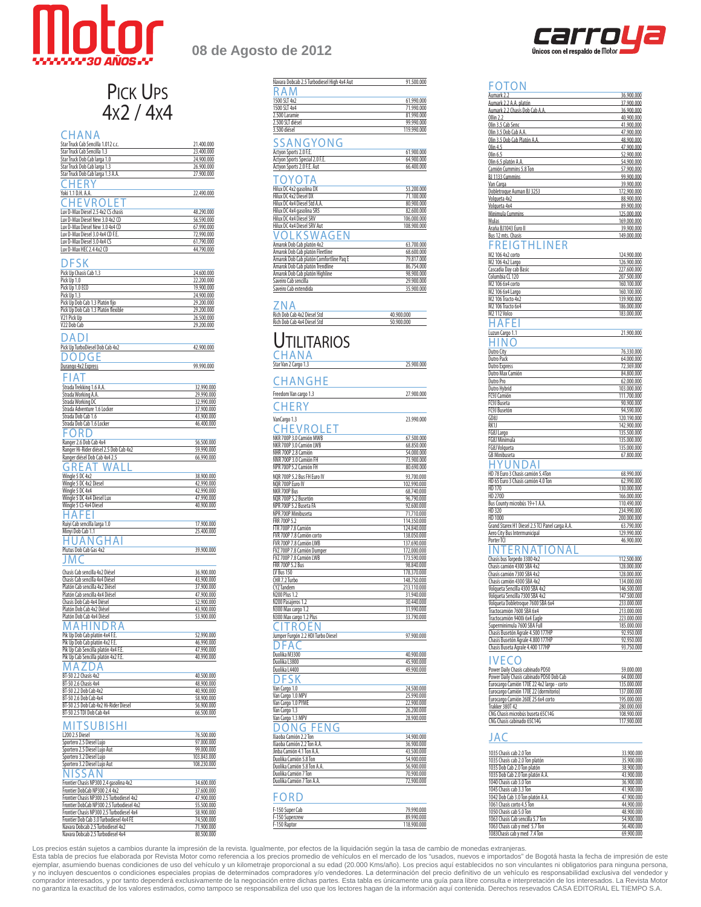# Motor 30 AÑOS

08 de Agosto de 2012

carroya — Únicos con el respaldo de Motor

# Pick Ups 4x2 / 4x4

## CHANA

| Modelo | Precio |
|---|---|
| Star Truck Cab Sencilla 1.012 c.c. | 21.400.000 |
| Star Truck Cab Sencilla 1.3 | 23.400.000 |
| Star Truck Dob Cab larga 1.0 | 24.900.000 |
| Star Truck Dob Cab larga 1.3 | 26.900.000 |
| Star Truck Dob Cab larga 1.3 A.A. | 27.900.000 |

## CHERY

| Modelo | Precio |
|---|---|
| Yoki 1.1 D.H. A.A. | 22.490.000 |

## CHEVROLET

| Modelo | Precio |
|---|---|
| Luv D-Max Diesel 2.5 4x2 CS chasis | 48.290.000 |
| Luv D-Max Diesel New 3.0 4x2 CD | 56.590.000 |
| Luv D-Max Diesel New 3.0 4x4 CD | 67.990.000 |
| Luv D-Max Diesel 3.0 4x4 CD F.E. | 72.990.000 |
| Luv D-Max Diesel 3.0 4x4 CS | 61.790.000 |
| Luv D-Max HEC 2.4 4x2 CD | 44.790.000 |

## DFSK

| Modelo | Precio |
|---|---|
| Pick Up Chasis Cab 1.3 | 24.600.000 |
| Pick Up 1.0 | 22.200.000 |
| Pick Up 1.0 ECO | 19.900.000 |
| Pick Up 1.3 | 24.900.000 |
| Pick Up Dob Cab 1.3 Platón fijo | 29.200.000 |
| Pick Up Dob Cab 1.3 Platón flexible | 29.200.000 |
| V21 Pick Up | 26.500.000 |
| V22 Dob Cab | 29.200.000 |

## DADI

| Modelo | Precio |
|---|---|
| Pick Up TurboDiesel Dob Cab 4x2 | 42.900.000 |

## DODGE

| Modelo | Precio |
|---|---|
| Durango 4x2 Express | 99.990.000 |

## FIAT

| Modelo | Precio |
|---|---|
| Strada Trekking 1.6 A.A. | 32.990.000 |
| Strada Working A.A. | 29.990.000 |
| Strada Working DC | 32.990.000 |
| Strada Adventure 1.6 Locker | 37.900.000 |
| Strada Dob Cab 1.6 | 43.900.000 |
| Strada Dob Cab 1.6 Locker | 46.400.000 |

## FORD

| Modelo | Precio |
|---|---|
| Ranger 2.6 Dob Cab 4x4 | 56.500.000 |
| Ranger Hi-Rider diésel 2.5 Dob Cab 4x2 | 59.990.000 |
| Ranger diésel Dob Cab 4x4 2.5 | 66.990.000 |

## GREAT WALL

| Modelo | Precio |
|---|---|
| Wingle 5 DC 4x2 | 38.900.000 |
| Wingle 5 DC 4x2 Diesel | 42.990.000 |
| Wingle 5 DC 4x4 | 42.990.000 |
| Wingle 5 DC 4x4 Diesel Lux | 47.990.000 |
| Wingle 5 CS 4x4 Diesel | 40.900.000 |

## HAFEI

| Modelo | Precio |
|---|---|
| Ruiyi Cab sencilla larga 1.0 | 17.900.000 |
| Minyi Dob Cab 1.1 | 25.400.000 |

## HUANGHAI

| Modelo | Precio |
|---|---|
| Plutus Dob Cab Gas 4x2 | 39.900.000 |

## JMC

| Modelo | Precio |
|---|---|
| Chasis Cab sencilla 4x2 Diésel | 36.900.000 |
| Chasis Cab sencilla 4x4 Diésel | 43.900.000 |
| Platón Cab sencilla 4x2 Diésel | 37.900.000 |
| Platón Cab sencilla 4x4 Diésel | 47.900.000 |
| Chasis Dob Cab 4x4 Diésel | 52.900.000 |
| Platón Dob Cab 4x2 Diésel | 43.900.000 |
| Platón Dob Cab 4x4 Diésel | 53.900.000 |

## MAHINDRA

| Modelo | Precio |
|---|---|
| Pik Up Dob Cab platón 4x4 F.E. | 52.990.000 |
| Pik Up Dob Cab platón 4x2 F.E. | 46.990.000 |
| Pik Up Cab Sencilla platón 4x4 F.E. | 47.990.000 |
| Pik Up Cab Sencilla platón 4x2 F.E. | 40.990.000 |

## MAZDA

| Modelo | Precio |
|---|---|
| BT-50 2.2 Chasis 4x2 | 40.500.000 |
| BT-50 2.6 Chasis 4x4 | 48.900.000 |
| BT-50 2.2 Dob Cab 4x2 | 40.900.000 |
| BT-50 2.6 Dob Cab 4x4 | 58.900.000 |
| BT-50 2.5 Dob Cab 4x2 Hi-Rider Diesel | 56.900.000 |
| BT-50 2.5 TDI Dob Cab 4x4 | 66.500.000 |

## MITSUBISHI

| Modelo | Precio |
|---|---|
| L200 2.5 Diesel | 76.500.000 |
| Sportero 2.5 Diesel Lujo | 97.000.000 |
| Sportero 2.5 Diesel Lujo Aut | 99.000.000 |
| Sportero 3.2 Diesel Lujo | 103.843.000 |
| Sportero 3.2 Diesel Lujo Aut | 108.230.000 |

## NISSAN

| Modelo | Precio |
|---|---|
| Frontier Chasis NP300 2.4 gasolina 4x2 | 34.600.000 |
| Frontier DobCab NP300 2.4 4x2 | 37.600.000 |
| Frontier Chasis NP300 2.5 Turbodiesel 4x2 | 47.900.000 |
| Frontier DobCab NP300 2.5 Turbodiesel 4x2 | 55.500.000 |
| Frontier Chasis NP300 2.5 Turbodiesel 4x4 | 58.900.000 |
| Frontier Dob Cab 3.0 Turbodiesel 4x4 FE | 74.500.000 |
| Navara Dobcab 2.5 Turbodiesel 4x2 | 71.900.000 |
| Navara Dobcab 2.5 Turbodiesel 4x4 | 80.500.000 |
| Navara Dobcab 2.5 Turbodiesel High 4x4 Aut | 91.500.000 |

## RAM

| Modelo | Precio |
|---|---|
| 1500 SLT 4x2 | 61.990.000 |
| 1500 SLT 4x4 | 71.990.000 |
| 2.500 Laramie | 81.990.000 |
| 2.500 SLT diésel | 99.990.000 |
| 3.500 diésel | 119.990.000 |

## SSANGYONG

| Modelo | Precio |
|---|---|
| Actyon Sports 2.0 F.E. | 61.900.000 |
| Actyon Sports Special 2.0 F.E. | 64.900.000 |
| Actyon Sports 2.0 F.E. Aut | 66.400.000 |

## TOYOTA

| Modelo | Precio |
|---|---|
| Hilux DC 4x2 gasolina DX | 53.200.000 |
| Hilux DC 4x2 Diesel DX | 71.100.000 |
| Hilux DC 4x4 Diesel Std A.A. | 80.900.000 |
| Hilux DC 4x4 gasolina SR5 | 82.600.000 |
| Hilux DC 4x4 Diesel SRV | 106.000.000 |
| Hilux DC 4x4 Diesel SRV Aut | 108.900.000 |

## VOLKSWAGEN

| Modelo | Precio |
|---|---|
| Amarok Dob Cab platón 4x2 | 63.700.000 |
| Amarok Dob Cab platón Fleetline | 68.600.000 |
| Amarok Dob Cab platón Comfortline Paq E | 79.817.000 |
| Amarok Dob Cab platón Trendline | 86.754.000 |
| Amarok Dob Cab platón Highline | 98.900.000 |
| Saveiro Cab sencilla | 29.900.000 |
| Saveiro Cab extendida | 35.900.000 |

## ZNA

| Modelo | Precio |
|---|---|
| Rich Dob Cab 4x2 Diesel Std | 40.900.000 |
| Rich Dob Cab 4x4 Diesel Std | 50.900.000 |

# Utilitarios

## CHANA

| Modelo | Precio |
|---|---|
| Star Van 2 Cargo 1.3 | 25.900.000 |

## CHANGHE

| Modelo | Precio |
|---|---|
| Freedom Van cargo 1.3 | 27.900.000 |

## CHERY

| Modelo | Precio |
|---|---|
| VanCargo 1.3 | 23.990.000 |

## CHEVROLET

| Modelo | Precio |
|---|---|
| NKR 700P 3.0 Camión MWB | 67.500.000 |
| NKR 700P 3.0 Camión LWB | 68.850.000 |
| NHR 700P 2.8 Camión | 54.000.000 |
| NNR 700P 3.0 Camión FH | 73.900.000 |
| NPR 700P 5.2 Camión FH | 80.690.000 |
| NQR 700P 5.2 Bus FH Euro IV | 93.700.000 |
| NQR 700P Euro IV | 102.990.000 |
| NKR 700P Bus | 68.740.000 |
| NQR 700P 5.2 Busetón | 96.790.000 |
| NPR 700P 5.2 Buseta FA | 92.600.000 |
| NPR 700P Minibuseta | 71.710.000 |
| FRR 700P 5.2 | 114.350.000 |
| FTR 700P 7.8 Camión | 124.840.000 |
| FVR 700P 7.8 Camión corto | 138.050.000 |
| FVR 700P 7.8 Camión LWB | 137.690.000 |
| FVZ 700P 7.8 Camión Dumper | 172.000.000 |
| FVZ 700P 7.8 Camión LWB | 173.590.000 |
| FRR 700P 5.2 Bus | 98.840.000 |
| LV Bus 150 | 178.370.000 |
| CHR 7.2 Turbo | 148.750.000 |
| CYZ Tandem | 213.110.000 |
| N200 Plus 1.2 | 31.940.000 |
| N200 Pasajeros 1.2 | 30.440.000 |
| N300 Max cargo 1.2 | 31.990.000 |
| N300 Max cargo 1.2 Plus | 33.790.000 |

## CITROËN

| Modelo | Precio |
|---|---|
| Jumper Furgón 2.2 HDI Turbo Diesel | 97.900.000 |

## DFAC

| Modelo | Precio |
|---|---|
| Duolika M3300 | 40.900.000 |
| Duolika L3800 | 45.900.000 |
| Duolika L4400 | 49.900.000 |

## DFSK

| Modelo | Precio |
|---|---|
| Van Cargo 1.0 | 24.500.000 |
| Van Cargo 1.0 MPV | 25.990.000 |
| Van Cargo 1.0 PYME | 22.900.000 |
| Van Cargo 1.3 | 26.200.000 |
| Van Cargo 1.3 MPV | 28.900.000 |

## DONG FENG

| Modelo | Precio |
|---|---|
| Xiaoba Camión 2.2 Ton | 34.900.000 |
| Xiaoba Camión 2.2 Ton A.A. | 36.900.000 |
| Jinba Camión 4.1 Ton A.A. | 43.500.000 |
| Duolika Camión 5.8 Ton | 54.900.000 |
| Duolika Camión 5.8 Ton A.A. | 56.900.000 |
| Duolika Camión 7 Ton | 70.900.000 |
| Duolika Camión 7 Ton A.A. | 72.900.000 |

## FORD

| Modelo | Precio |
|---|---|
| F-150 Super Cab | 79.990.000 |
| F-150 Supercrew | 89.990.000 |
| F-150 Raptor | 118.900.000 |

## FOTON

| Modelo | Precio |
|---|---|
| Aumark 2.2 | 36.900.000 |
| Aumark 2.2 A.A. platón | 37.900.000 |
| Aumark 2.2 Chasis Dob Cab A.A. | 36.900.000 |
| Ollin 2.2 | 40.900.000 |
| Olin 3.5 Cab Senc | 41.900.000 |
| Olin 3.5 Dob Cab A.A. | 47.900.000 |
| Olin 3.5 Dob Cab Platón A.A. | 48.900.000 |
| Olin 4.5 | 47.900.000 |
| Olin 6.5 | 52.900.000 |
| Olin 6.5 platón A.A. | 54.900.000 |
| Camión Cummins 5.8 Ton | 57.900.000 |
| BJ 1133 Cummins | 99.900.000 |
| Van Carga | 39.900.000 |
| Dobletroque Auman BJ 3253 | 172.900.000 |
| Volqueta 4x2 | 88.900.000 |
| Volqueta 4x4 | 89.900.000 |
| Minimula Cummins | 125.000.000 |
| Mulas | 169.000.000 |
| Araña BJ1043 Euro II | 39.900.000 |
| Bus 12 mts. Chasis | 149.000.000 |

## FREIGTHLINER

| Modelo | Precio |
|---|---|
| M2 106 4x2 corto | 124.900.000 |
| M2 106 4x2 Largo | 126.900.000 |
| Cascadia Day cab Basic | 227.600.000 |
| Columbia CL 120 | 207.500.000 |
| M2 106 6x4 corto | 160.100.000 |
| M2 106 6x4 Largo | 160.100.000 |
| M2 106 Tracto 4x2 | 139.900.000 |
| M2 106 Tracto 6x4 | 186.000.000 |
| M2 112 Volco | 183.000.000 |

## HAFEI

| Modelo | Precio |
|---|---|
| Luzun Cargo 1.1 | 21.900.000 |

## HINO

| Modelo | Precio |
|---|---|
| Dutro City | 76.330.000 |
| Dutro Pack | 64.000.000 |
| Dutro Express | 72.369.000 |
| Dutro Max Camión | 84.800.000 |
| Dutro Pro | 62.000.000 |
| Dutro Hybrid | 103.000.000 |
| FC9J Camión | 111.700.000 |
| FC9J Buseta | 90.900.000 |
| FC9J Busetón | 94.590.000 |
| GD8J | 120.190.000 |
| RK1J | 142.900.000 |
| FG8J Largo | 135.500.000 |
| FG8J Minimula | 135.000.000 |
| FG8J Volqueta | 135.000.000 |
| GB Minibuseta | 67.800.000 |

## HYUNDAI

| Modelo | Precio |
|---|---|
| HD 78 Euro 3 Chasis camión 5.4Ton | 68.990.000 |
| HD 65 Euro 3 Chasis camión 4.0 Ton | 62.990.000 |
| HD 170 | 130.000.000 |
| HD 270D | 166.000.000 |
| Bus County microbús 19+1 A.A. | 110.490.000 |
| HD 320 | 234.990.000 |
| HD 1000 | 200.000.000 |
| Grand Starex H1 Diesel 2.5 TCI Panel carga A.A. | 63.790.000 |
| Aero City Bus Intermunicipal | 129.990.000 |
| Porter TCI | 46.900.000 |

## INTERNATIONAL

| Modelo | Precio |
|---|---|
| Chasis bus Torpedo 3300 4x2 | 112.500.000 |
| Chasis camión 4300 SBA 4x2 | 128.000.000 |
| Chasis camión 7300 SBA 4x2 | 128.000.000 |
| Chasis camión 4300 SBA 4x4 | 134.000.000 |
| Volqueta Sencilla 4300 SBA 4x2 | 146.500.000 |
| Volqueta Sencilla 7300 SBA 4x2 | 147.500.000 |
| Volqueta Dobletroque 7600 SBA 6x4 | 233.000.000 |
| Tractocamión 7600 SBA 6x4 | 213.000.000 |
| Tractocamión 9400i 6x4 Eagle | 223.000.000 |
| Superminimula 7600 SBA Full | 185.000.000 |
| Chasis Busetón Agrale 4.500 177HP | 92.950.000 |
| Chasis Busetón Agrale 4.800 177HP | 92.950.000 |
| Chasis Buseta Agrale 4.400 177HP | 93.750.000 |

## IVECO

| Modelo | Precio |
|---|---|
| Power Daily Chasis cabinado PD50 | 59.000.000 |
| Power Daily Chasis cabinado PD50 Dob Cab | 64.000.000 |
| Eurocargo Camión 170E 22 4x2 largo - corto | 135.000.000 |
| Eurocargo Camión 170E 22 (dormitorio) | 137.000.000 |
| Eurocargo Camión 260E 25 6x4 corto | 195.000.000 |
| Trakker 380T 42 | 280.000.000 |
| CNG Chasis microbús buseta 65C14G | 108.900.000 |
| CNG Chasis cabinado 65C14G | 117.900.000 |

## JAC

| Modelo | Precio |
|---|---|
| 1035 Chasis cab 2.0 Ton | 33.900.000 |
| 1035 Chasis cab 2.0 Ton platón | 35.900.000 |
| 1035 Dob Cab 2.0 Ton platón | 38.900.000 |
| 1035 Dob Cab 2.0 Ton platón A.A. | 43.900.000 |
| 1040 Chasis cab 3.0 Ton | 36.900.000 |
| 1045 Chasis cab 3.3 Ton | 41.900.000 |
| 1042 Dob Cab 3.0 Ton platón A.A. | 47.900.000 |
| 1061 Chasis corto 4.5 Ton | 44.900.000 |
| 1050 Chasis cab 5.0 Ton | 48.900.000 |
| 1063 Chasis Cab sencilla 5.7 Ton | 54.900.000 |
| 1063 Chasis cab y med 5.7 Ton | 56.400.000 |
| 1083Chasis cab y med 7.4 Ton | 69.900.000 |

Los precios están sujetos a cambios durante la impresión de la revista. Igualmente, por efectos de la liquidación según la tasa de cambio de monedas extranjeras.
Esta tabla de precios fue elaborada por Revista Motor como referencia a los precios promedio de vehículos en el mercado de los "usados, nuevos e importados" de Bogotá hasta la fecha de impresión de este ejemplar, asumiendo buenas condiciones de uso del vehículo y un kilometraje proporcional a su edad (20.000 Kms/año). Los precios aquí establecidos no son vinculantes ni obligatorios para ninguna persona, y no incluyen descuentos o condiciones especiales propias de determinados compradores y/o vendedores. La determinación del precio definitivo de un vehículo es responsabilidad exclusiva del vendedor y comprador interesados, y por tanto dependerá exclusivamente de la negociación entre dichas partes. Esta tabla es únicamente una guía para libre consulta e interpretación de los interesados. La Revista Motor no garantiza la exactitud de los valores estimados, como tampoco se responsabiliza del uso que los lectores hagan de la información aquí contenida. Derechos resevados CASA EDITORIAL EL TIEMPO S.A.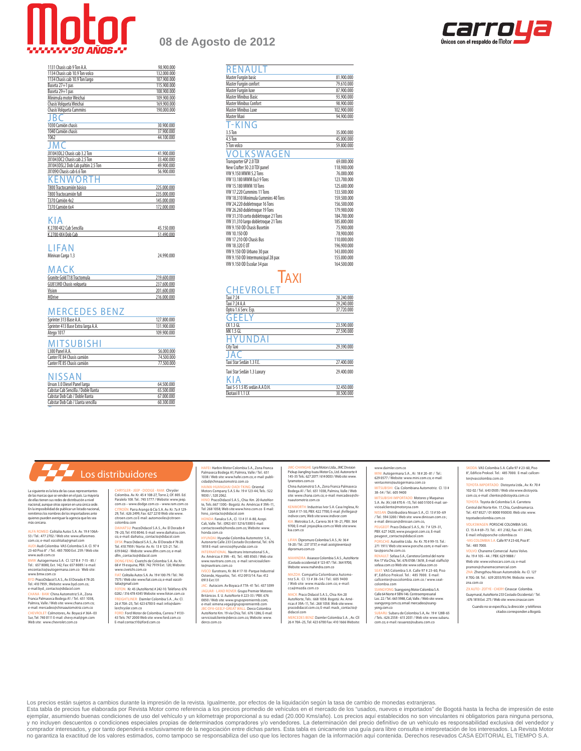# Motor 30 AÑOS

08 de Agosto de 2012

carroya — Únicos con el respaldo de Motor

| | |
|---|---|
| 1131 Chasis cab 9 Ton A.A. | 98.900.000 |
| 1134 Chasis cab 10.9 Ton volco | 132.000.000 |
| 1134 Chasis cab 10.9 Ton largo | 107.900.000 |
| Buseta 27+1 pas | 115.900.000 |
| Buseta 29+1 pas | 108.900.000 |
| Minimula motor Weichai | 109.900.000 |
| Chasis Volqueta Weichai | 169.900.000 |
| Chasis Volqueta Cummins | 190.000.000 |

## JBC

| | |
|---|---|
| 1030 Camión chasis | 30.900.000 |
| 1040 Camión chasis | 37.900.000 |
| 1062 | 44.100.000 |

## JMC

| | |
|---|---|
| JX1043DL2 Chasis cab 3.2 Ton | 41.900.000 |
| JX1043DC2 Chasis cab 2.5 Ton | 33.400.000 |
| JX1043DSL2 Dob Cab paltón 2.5 Ton | 49.900.000 |
| JX1090 Chasis cab 6.6 Ton | 56.900.000 |

## KENWORTH

| | |
|---|---|
| T800 Tractocamión básico | 225.000.000 |
| T800 Tractocamión full | 235.000.000 |
| T370 Camión 4x2 | 145.000.000 |
| T370 Camión 6x4 | 172.000.000 |

## KIA

| | |
|---|---|
| K 2700 4X2 Cab Sencilla | 45.150.000 |
| K 2700 4X4 Dob Cab | 51.490.000 |

## LIFAN

| | |
|---|---|
| Minivan Carga 1.3 | 24.990.000 |

## MACK

| | |
|---|---|
| Granite Gold T18 Tractomula | 219.600.000 |
| GU813HD Chasis volqueta | 237.600.000 |
| Vision | 201.600.000 |
| MDrive | 216.000.000 |

## MERCEDES BENZ

| | |
|---|---|
| Sprinter 313 Base A.A. | 127.800.000 |
| Sprinter 413 Base Extra larga A.A. | 131.900.000 |
| Atego 1017 | 109.900.000 |

## MITSUBISHI

| | |
|---|---|
| L300 Panel A.A. | 56.000.000 |
| Canter FE 84 Chasis camión | 74.500.000 |
| Canter FE 85 Chasis camión | 77.500.000 |

## NISSAN

| | |
|---|---|
| Urvan 3.0 Diesel Panel larga | 64.500.000 |
| Cabstar Cab Sencilla / Doble llanta | 65.500.000 |
| Cabstar Dob Cab / Doble llanta | 67.000.000 |
| Cabstar Dob Cab / Llanta sencilla | 60.300.000 |

## RENAULT

| | |
|---|---|
| Master Furgón basic | 81.900.000 |
| Master Furgón confort | 79.610.000 |
| Master Furgón luxe | 87.900.000 |
| Master Minibus Basic | 93.900.000 |
| Master Minibus Confort | 98.900.000 |
| Master Minibus Luxe | 102.900.000 |
| Master Maxi | 94.900.000 |

## T-KING

| | |
|---|---|
| 3.5 Ton | 35.000.000 |
| 4.5 Ton | 45.000.000 |
| 5 Ton volco | 59.800.000 |

## VOLKSWAGEN

| | |
|---|---|
| Transporter GP 2.0 TDI | 69.000.000 |
| New Crafter 50 2.0 TDI panel | 118.900.000 |
| VW 9.150 MWM 5.2 Tons | 76.000.000 |
| VW 13.180 MWM Eu3 9 Tons | 123.700.000 |
| VW 15.180 MWM 10 Tons | 125.600.000 |
| VW 17.220 Cummins 11 Tons | 133.500.000 |
| VW 18.310 Minimula Cummins 40 Tons | 159.500.000 |
| VW 24.220 dobletroque 16 Tons | 156.500.000 |
| VW 26.260 dobletroque 19 Tons | 179.900.000 |
| VW 31.310 corto dobletroque 21 Tons | 184.700.000 |
| VW 31.310 largo dobletroque 21 Tons | 185.800.000 |
| VW 9.150 OD Chasis Busetón | 75.900.000 |
| VW 10.150 OD | 78.900.000 |
| VW 17.210 OD Chasis Bus | 110.000.000 |
| VW 18.320 E OT | 196.900.000 |
| VW 9.150 OD Urbano 30 pax | 143.000.000 |
| VW 9.150 OD Intermunicipal 28 pax | 155.000.000 |
| VW 9.150 OD Escolar 34 pax | 164.500.000 |

# TAXI

## CHEVROLET

| | |
|---|---|
| Taxi 7:24 | 28.240.000 |
| Taxi 7:24 A.A | 29.240.000 |
| Optra 1.6 Serv. Esp. | 37.720.000 |

## GEELY

| | |
|---|---|
| CK 1.3 GL | 23.590.000 |
| MK 1.5 GL | 27.590.000 |

## HYUNDAI

| | |
|---|---|
| City Taxi | 29.390.000 |

## JAC

| | |
|---|---|
| Taxi Star Sedán 1.3 F.E. | 27.400.000 |
| Taxi Star Sedán 1.3 Luxury | 29.400.000 |

## KIA

| | |
|---|---|
| Taxi 5-5 1.5 RS sedán A.A D.H. | 32.450.000 |
| Ekotaxi II 1.1 LX | 30.500.000 |

## Los distribuidores

La siguiente es la lista de las casas representantes de las marcas que se venden en el país. La mayoría de ellas tienen sus redes de distribución a nivel nacional, aunque otras operan en una única sede. En la imposibilidad de publicar un listado nacional, remitimos los nombres de los importadores ante quienes pueden averiguar la agencia que les sea más cercana.

ALFA ROMEO: Colitalia Autos S.A. Av. 19 # 106A-53 / Tel.: 477 2702 / Web site: www.alfaromeo.com.co; e-mail: ezcolitalia@gmail.com
AUDI: Audi Colombia -VAS Colombia S.A. Cl. 97 # 23-60 Piso 8° / Tel.: 485 7000 Ext. 259 / Web site: www.audi.com.co
BMW: Autogermana S.A. Cl. 127 B # 7-15 - 85 / Tel.: 657 8080, Ext. 142; Fax: 657 8089 / e-mail: encontacto@autogermana.com.co Web site: www.bmw.com.co
BYD: PracoDidacol S.A.S., Av. El Dorado # 78-20. Tel.: 410 7959 ; Website: www.byd.com.co; e-mail:byd_contacto@didacol.com
CHANA - BAW: China Automotriz S.A., Zona Franca Palmaseca Bodega A1 / Tel.: 651 1038, Palmira, Valle / Web site: www.chana.com.co; e-mail: mercadeo@chinaautomotriz.com.co
CHEVROLET: Colmotores, Av. Boyacá # 36A–03 Sur, Tel: 740 0111 E-mail: chevy.mail@gm.com Web site: www.chevrolet.com.co
CHRYSLER - JEEP - DODGE - RAM: Chrysler Colombia. Av. Kr. 45 # 108-27, Torre 2, Of. 805. Ed. Paralelo 108. Tel.: 745 5777 / Website: www.jeep.com.co – www.dodge.com.co – www.ram.com.co
CITROËN: Parra Arango & Cía S.A. Av. Kr. 7a # 129-29, Tel.: 626 2499, Fax: 627 2210 Web site:www.citroen.com.co E-mail: automoviles@citroen-colombia.com
DAIHATSU: PracoDidacol S.A.S., Av. El Dorado # 78–20, Tel: 410 8046. E-mail: www.daihatsu.com.co; e-mail: daihatsu_contacto@didacol.com
DFSK: Praco Didacol S.A.S., Av. El Dorado # 78-20. Tel.: 410 7959 / Norte: Av. Kr. 13 # 125-21. Tel.: 619 0462 - Website: www.dfm.com.co; e-mail: dfm_contacto@didacol.com
DONG FENG: Civetchi de Colombia S.A. Av. Kr. 68 # 19 esquina; PBX: 742 7919 Ext. 120, Website: www.civetchi.com.co
FIAT: Colitalia Autos S.A. Av. 19 # 100-79 / Tel.: 745 7575 / Web site: www.fiat.com.co; e-mail: ezcolitalia@gmail.com
FOTON: Kr. 45 (AutoNorte) # 242-10. Teléfono: 676 0282 / 316 478 4345 Website: www.foton.com.co
FREIGHTLINER: Daimler Colombia S.A. , Av. Cl. 26 # 70A–25, Tel: 423 6700 E-mail: info@daimlerchrysler.com.co
FORD: Ford Motor de Colombia, Carrera 7 #133-43 Tels: 747 2000 Web site: www.ford.com.co E-mail:contact10@ford.com.co
HAFEI: Harbin Motor Colombia S.A., Zona Franca Palmaseca Bodega A1; Palmira, Valle / Tel.: 651 1038 / Web site: www.hafei.com.co; e-mail: publicidad@chinaautomotriz.com.co
HAIMA-HUANGHAI-DADI-TKING: Oriental Motors Company S.A.S Av. 19 # 123-44; Tels.: 522 9030 / ; 520 2062.
HINO: PracoDidacol S.A.S., Chía: Km. 20 AutoNorte, Tels.: 667 1300.- Bogotá: Av. Américas # 39A–11, Tel: 268 1058; Web site:www.hino.com.co E-mail: hino_contacto@didacol.com
HONDA: Fanalca S.A., Cl. 13 # 31 A-80, Acopi. Cali, Valle. Tel.: (092) 651 5216/5300 E-mail: contactosweb@honda.com.co; Website: www.honda.com.co
HYUNDAI: Hyundai Colombia Automotriz S.A., Autonorte Calle 233 Costado Occidental, Tel.: 676 1818 E-mail: servicio@hyundai.com.co
INTERNATIONAL: Navitrans International S.A., Av. Américas # 39A - 45; Tel.: 485 8565 / Web site: www.navitrans.com.co; e-mail: servicioalcliente@navitrans.com.co
IVECO: Eurotrans, Kr. 86 # 17-10 -Parque Industrial Ostende, Hayuelos; Tel.: 412 0913/14. Fax: 412 0913 Ext.131
JAC: Autocom. Av Boyaca # 77A- 41 Tel.: 437 5599
JAGUAR - LAND ROVER: Grupo Premier Motores Británicos. E. U. AutoNorte # 223-33 / PBX: 676 0050 / Web site: www.grupopremiermb.com; e-mail: ximena.vega@grupopremiermb.com
JBC-DFA-GEELY-GREAT WALL: Derco Colombia AutoNorte Km. 19 vía Chía, Tel.: 676 1286; E-mail: servicioalcliente@derco.com.co; Website: www.derco.com.co
JMC-CHANGHE: Lyra Motors Ltda., JMC Division Pickup Jiangling-Isuzu Motor Co., Ltd. Autonorte # 145-35 Tels.: 627 2077 / 614 0033 / Web site: www.lyramotors.com.co
China Automotriz S.A., Zona Franca Palmaseca Bodega A1 / Tel.: 651 1038, Palmira, Valle / Web site: www.chana.com.co; e-mail: mercadeo@chinaautomotriz.com.co
KENWORTH: Industrias Ivor S.A. Casa Inglesa, Kr. 126A # 17–50, PBX: 422 7700; E-mail: jfvillegas@indivor.com; Web site:www.indivor.com
KIA: Metrokia S.A., Carrera 36 # 18–21, PBX: 364 9700; E-mail: jrojas@kia.com.co Web site:www.kia.com.co
LIFAN: Dipromuro Colombia S.A.S., Kr. 36 # 18-20 / Tel.: 237 3737; e-mail: asistgteventas@dipromuro.com.co
MAHINDRA: Asiarace Colombia S.A.S., AutoNorte (Costado occidental) # 123-87 / Tel.: 364 9700; Website: www.mahindra.com.co
MAZDA: Compañía Colombiana Automotriz S.A.. Cl. 13 # 38–54 / Tel.: 605 9400 / Web site: www.mazda.com.co; e-mail: cca@mazda.com.co
MACK: Praco Didacol S.A.S., Chía: Km 20 AutoNorte, Tels.: 668 1058. Bogotá: Av. Américas # 39A–11, Tel.: 268 1058. Web site:www.pracodidacol.com.co; E-mail: mack_contacto@didacol.com
MERCEDES BENZ: Daimler Colombia S.A. , Av. Cll 26 # 70A–25, Tel: 423 6700 Fax: 410 1666 Website: www.daimler.com.co
MINI: Autogermana S.A. , Kr. 18 # 20–81 / Tel.: 629 0577 / Website: www.mini.com.co; e-mail: ventasmini@autogermana.com.co
MITSUBISHI: Cía. Colombiana Automotriz. Cl. 13 # 38–54 / Tel.: 605 9400
MITSUBISHI IMPORTADO: Motores y Maquinas S.A. Av. (Kr.) 68 # 70 A –15, Tel: 660 5100 E-mail: servicoalcliente@motorysa.com
NISSAN: Distribuidora Nissan S.A., Cl. 13 # 50–69 / Tel.: 594 3200 / Web site: www.dinissan.com.co ; e-mail: dinissan@dinissan.com.co,
PEUGEOT: Praco Didacol S.A.S., Kr. 7 # 129–31, PBX: 627 3420; www.peugeot.com.co; E-mail: peugeot_contacto@didacol.com
PORSCHE: Autoelite Ltda. Av. Kr. 70 # 99-15. Tel.: 271 1911/ Web site:www.porsche.com; e-mail ventas@porsche.com.co.
RENAULT: Sofasa S.A., Carretera Central del norte Km 17 Vía Chía, Tel.: 676 0108 / 3618 ; E-mail: staffscl@sofasa.com.co Web site: www.sofasa.com.co
SEAT: VAS Colombia S.A. Calle 97 # 23-60, Piso 8°, Edificio Proksol. Tel.: 485 7000. E-mail: callcenter@vascolombia.com.co / www.seatcolombia.com
SSANGYONG: Ssangyong Motor Colombia S.A. Calle 64 Norte # 5BN-146. Centroempresarial Loc. 22 / Tel.: 665 5988, Cali, Valle. / Web site: www.ssangyong.com.co, email: mercadeo@ssangyong.com.co
SUBARU: Subaru de Colombia S.A, Av. 19 # 128B-65 / Tels.: 626 2558 - 615 2031 / Web site: www.subaru.com.co; e-mail: rasuarez@subaru.com.co
SKODA: VAS Colombia S.A. Calle 97 # 23–60, Piso 8°, Edificio Proksol. Tel.: 485 7000. E-mail: callcenter@vascolombia.com.co
TOYOTA IMPORTADO: Distoyota Ltda., Av. Kr. 70 # 102–02 / Tel.: 643 0505 / Web site:www.distoyota.com.co; e-mail: clientes@distoyota.com.co
TOYOTA: Toyota de Colombia S.A. Carretera Central del Norte Km. 17, Chía, Cundinamarca. Tel.: 457 8527 / 01 8000 950030. Web site: www.toyotadecolombia.com.co
VOLKSWAGEN: PORSCHE COLOMBIA SAS. Cl. 15 A # 69–73. Tel.: 411 2182; Fax: 411 2046; E-mail: info@porsche-colombia.co
-VAS COLOMBIA S.A. Calle 97 # 23-60, Piso 8°. Tel.: 485 7000.
VOLVO: Chaneme Comercial Autos Volvo. Av. 19 # 105– 44. / PBX: 629 9888 / Web site: www.volvocars.com.co; e-mail: pramon@chanemecomercial.com
ZNA: Zhengzhou Nissan Automobile. Av. Cl. 127 # 70G-38. Tel.: 639 2055/95/94. Website: www.zna.com.co
ZX AUTO - ZOTYE - CHERY: Cinascar Colombia. Guaymaral, AutoNorte 233 Costado Occidental / Tel. : 676 1818 Ext. 275 / Web site: www.cinascar.com

Cuando no se especifica, la dirección y teléfonos citados corresponden a Bogotá.

Los precios están sujetos a cambios durante la impresión de la revista. Igualmente, por efectos de la liquidación según la tasa de cambio de monedas extranjeras.
Esta tabla de precios fue elaborada por Revista Motor como referencia a los precios promedio de vehículos en el mercado de los "usados, nuevos e importados" de Bogotá hasta la fecha de impresión de este ejemplar, asumiendo buenas condiciones de uso del vehículo y un kilometraje proporcional a su edad (20.000 Kms/año). Los precios aquí establecidos no son vinculantes ni obligatorios para ninguna persona, y no incluyen descuentos o condiciones especiales propias de determinados compradores y/o vendedores. La determinación del precio definitivo de un vehículo es responsabilidad exclusiva del vendedor y comprador interesados, y por tanto dependerá exclusivamente de la negociación entre dichas partes. Esta tabla es únicamente una guía para libre consulta e interpretación de los interesados. La Revista Motor no garantiza la exactitud de los valores estimados, como tampoco se responsabiliza del uso que los lectores hagan de la información aquí contenida. Derechos reservados CASA EDITORIAL EL TIEMPO S.A.